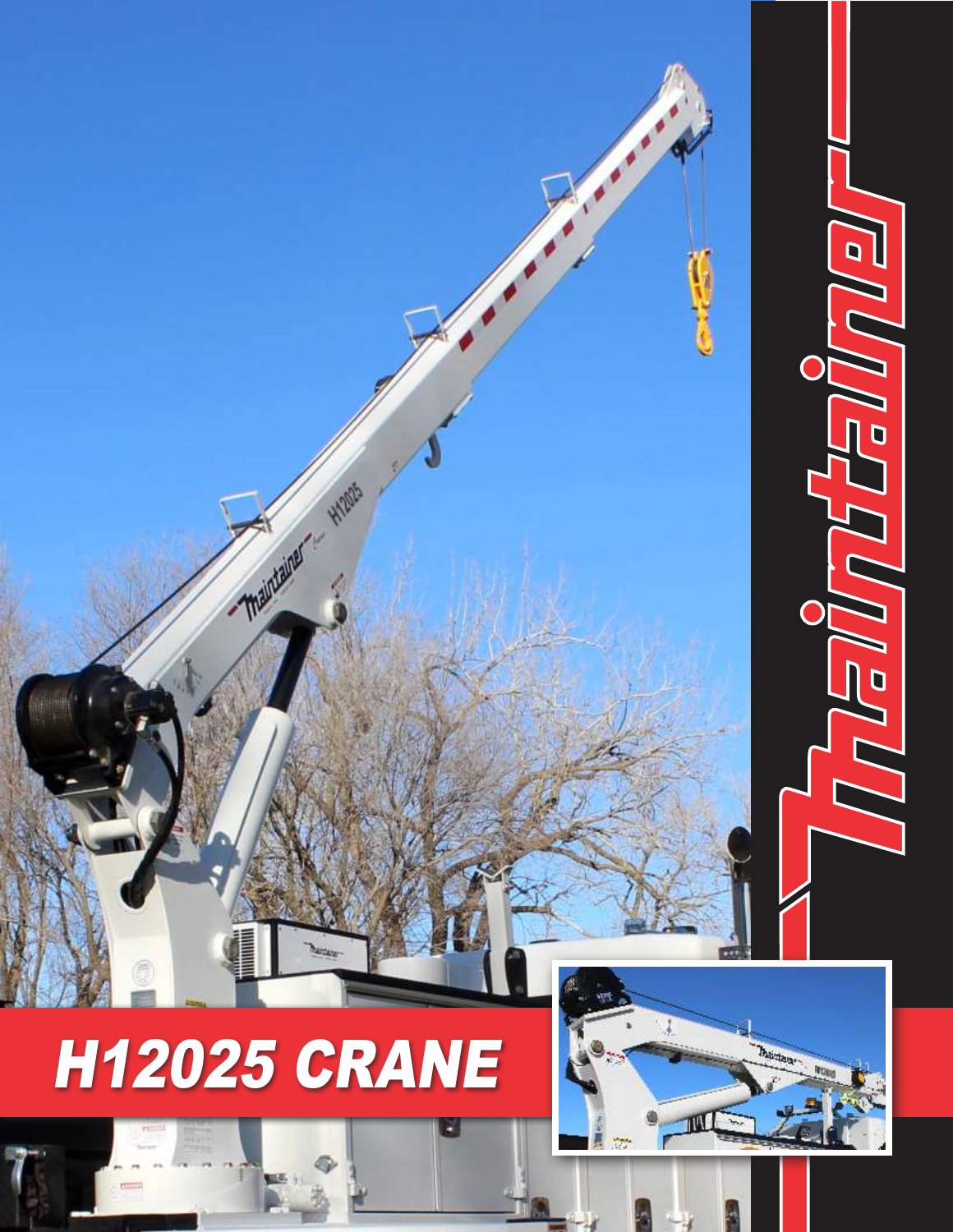# Maintainer

## H12025 CRANE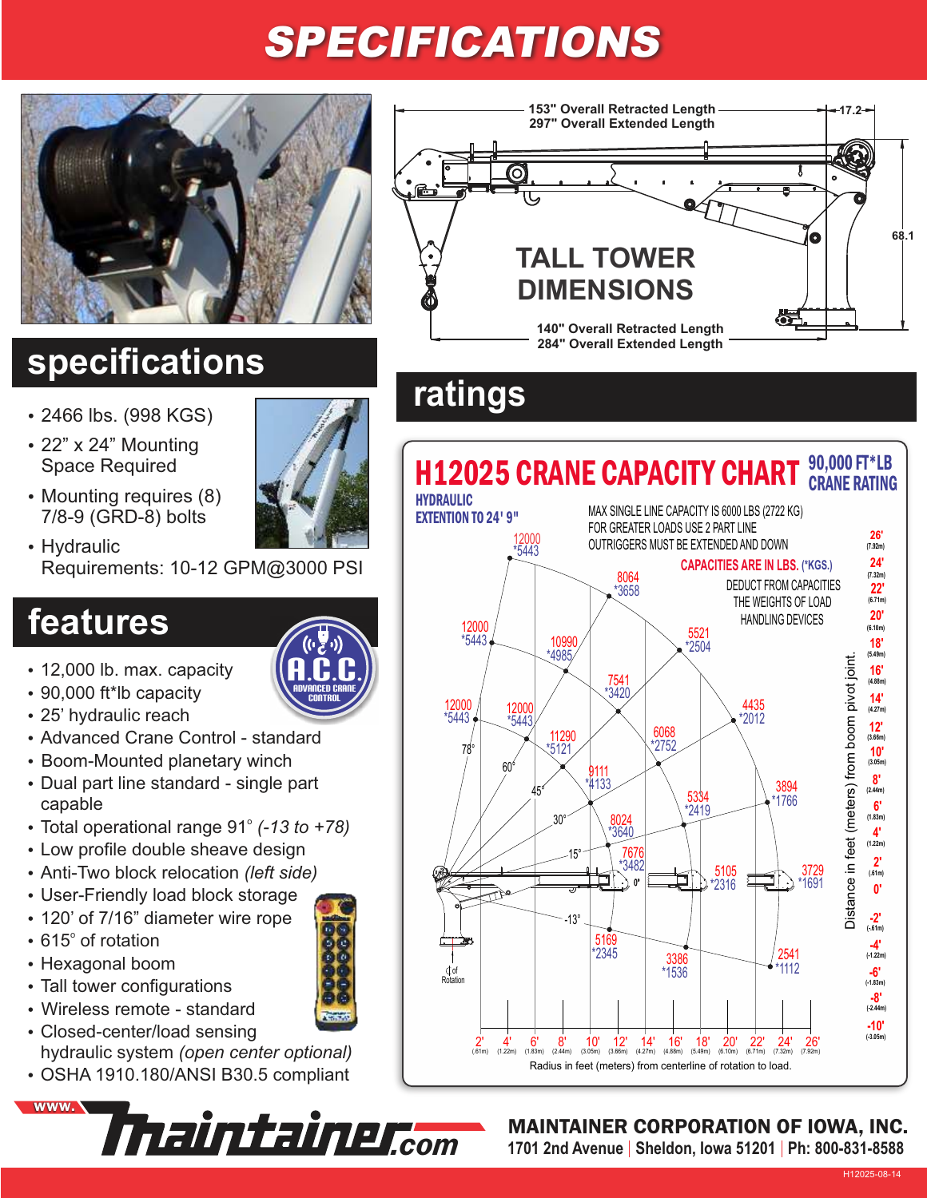# SPECIFICATIONS

## specifications

- 2466 lbs. (998 KGS)
- 22" x 24" Mounting Space Required
- Mounting requires (8) 7/8-9 (GRD-8) bolts
- Hydraulic Requirements: 10-12 GPM@3000 PSI

## features

- 12,000 lb. max. capacity
- 90,000 ft*lb capacity
- 25' hydraulic reach
- Advanced Crane Control - standard
- Boom-Mounted planetary winch
- Dual part line standard - single part capable
- Total operational range 91° *(-13 to +78)*
- Low profile double sheave design
- Anti-Two block relocation *(left side)*
- User-Friendly load block storage
- 120' of 7/16" diameter wire rope
- 615° of rotation
- Hexagonal boom
- Tall tower configurations
- Wireless remote - standard
- Closed-center/load sensing hydraulic system *(open center optional)*
- OSHA 1910.180/ANSI B30.5 compliant

A.C.C.
ADVANCED CRANE CONTROL

TALL TOWER DIMENSIONS

153" Overall Retracted Length
297" Overall Extended Length
17.2
68.1
140" Overall Retracted Length
284" Overall Extended Length

## ratings

### H12025 CRANE CAPACITY CHART

90,000 FT*LB CRANE RATING

HYDRAULIC EXTENTION TO 24' 9"

MAX SINGLE LINE CAPACITY IS 6000 LBS (2722 KG)
FOR GREATER LOADS USE 2 PART LINE
OUTRIGGERS MUST BE EXTENDED AND DOWN

CAPACITIES ARE IN LBS. (*KGS.)

DEDUCT FROM CAPACITIES THE WEIGHTS OF LOAD HANDLING DEVICES

12000 *5443
8064 *3658
12000 *5443
10990 *4985
5521 *2504
7541 *3420
12000 *5443
12000 *5443
4435 *2012
11290 *5121
6068 *2752
9111 *4133
3894 *1766
5334 *2419
8024 *3640
7676 *3482
5105 *2316
3729 *1691
5169 *2345
3386 *1536
2541 *1112

78°
60°
45°
30°
15°
0°
-13°

℄ of Rotation

Distance in feet (meters) from boom pivot joint.

26' (7.92m)
24' (7.32m)
22' (6.71m)
20' (6.10m)
18' (5.49m)
16' (4.88m)
14' (4.27m)
12' (3.66m)
10' (3.05m)
8' (2.44m)
6' (1.83m)
4' (1.22m)
2' (.61m)
0'
-2' (-.61m)
-4' (-1.22m)
-6' (-1.83m)
-8' (-2.44m)
-10' (-3.05m)

2' (.61m) 4' (1.22m) 6' (1.83m) 8' (2.44m) 10' (3.05m) 12' (3.66m) 14' (4.27m) 16' (4.88m) 18' (5.49m) 20' (6.10m) 22' (6.71m) 24' (7.32m) 26' (7.92m)

Radius in feet (meters) from centerline of rotation to load.

WWW.maintainer.com

**MAINTAINER CORPORATION OF IOWA, INC.**
1701 2nd Avenue | Sheldon, Iowa 51201 | Ph: 800-831-8588

H12025-08-14